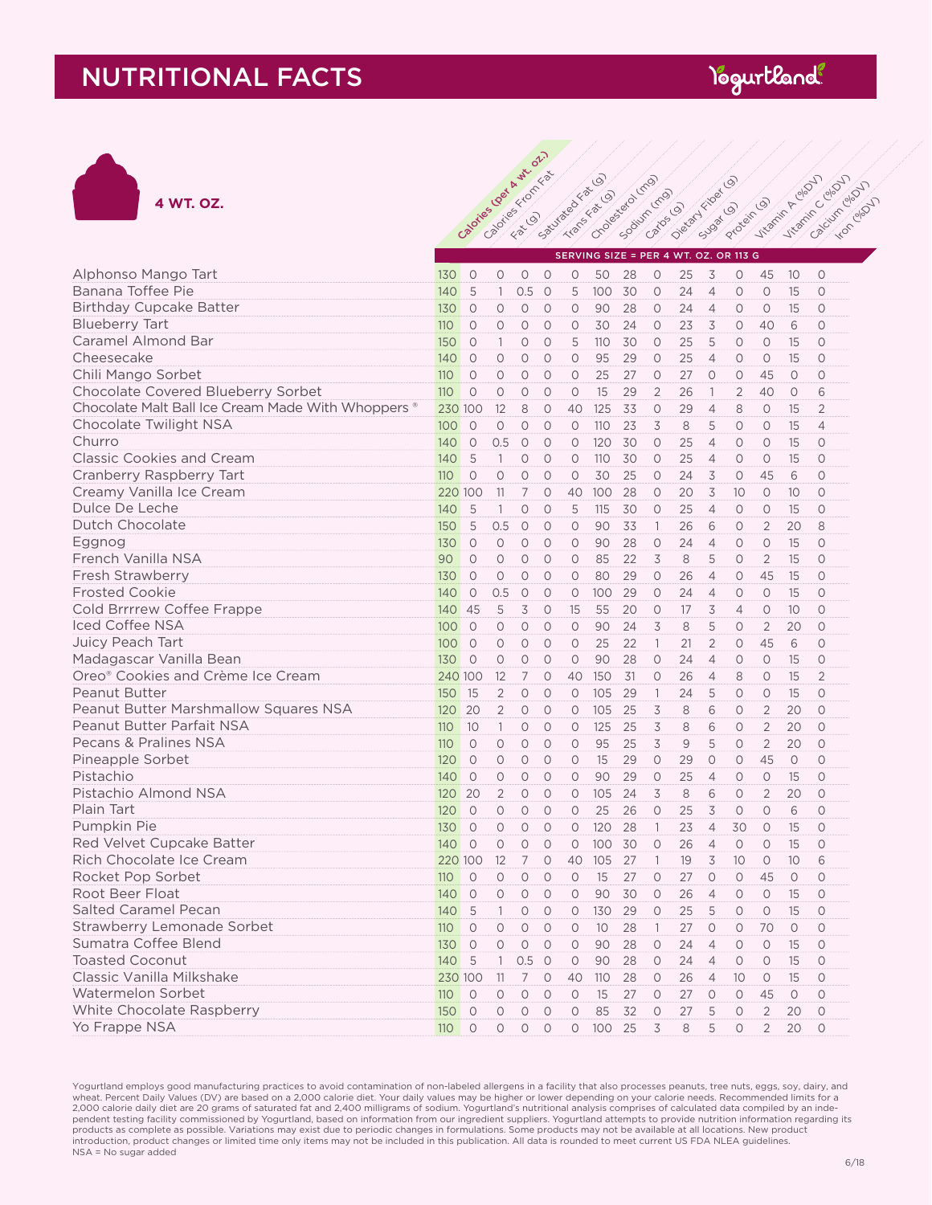# NUTRITIONAL FACTS

Yogurtland

**4 WT. OZ.**

SERVING SIZE = PER 4 WT. OZ. OR 113 G

| | Calories (per 4 wt. oz.) | Calories From Fat | Fat (g) | Saturated Fat (g) | Trans Fat (g) | Cholesterol (mg) | Sodium (mg) | Carbs (g) | Dietary Fiber (g) | Sugar (g) | Protein (g) | Vitamin A (%DV) | Vitamin C (%DV) | Calcium (%DV) | Iron (%DV) |
|---|---|---|---|---|---|---|---|---|---|---|---|---|---|---|---|
| Alphonso Mango Tart | 130 | 0 | 0 | 0 | 0 | 0 | 50 | 28 | 0 | 25 | 3 | 0 | 45 | 10 | 0 |
| Banana Toffee Pie | 140 | 5 | 1 | 0.5 | 0 | 5 | 100 | 30 | 0 | 24 | 4 | 0 | 0 | 15 | 0 |
| Birthday Cupcake Batter | 130 | 0 | 0 | 0 | 0 | 0 | 90 | 28 | 0 | 24 | 4 | 0 | 0 | 15 | 0 |
| Blueberry Tart | 110 | 0 | 0 | 0 | 0 | 0 | 30 | 24 | 0 | 23 | 3 | 0 | 40 | 6 | 0 |
| Caramel Almond Bar | 150 | 0 | 1 | 0 | 0 | 5 | 110 | 30 | 0 | 25 | 5 | 0 | 0 | 15 | 0 |
| Cheesecake | 140 | 0 | 0 | 0 | 0 | 0 | 95 | 29 | 0 | 25 | 4 | 0 | 0 | 15 | 0 |
| Chili Mango Sorbet | 110 | 0 | 0 | 0 | 0 | 0 | 25 | 27 | 0 | 27 | 0 | 0 | 45 | 0 | 0 |
| Chocolate Covered Blueberry Sorbet | 110 | 0 | 0 | 0 | 0 | 0 | 15 | 29 | 2 | 26 | 1 | 2 | 40 | 0 | 6 |
| Chocolate Malt Ball Ice Cream Made With Whoppers® | 230 | 100 | 12 | 8 | 0 | 40 | 125 | 33 | 0 | 29 | 4 | 8 | 0 | 15 | 2 |
| Chocolate Twilight NSA | 100 | 0 | 0 | 0 | 0 | 0 | 110 | 23 | 3 | 8 | 5 | 0 | 0 | 15 | 4 |
| Churro | 140 | 0 | 0.5 | 0 | 0 | 0 | 120 | 30 | 0 | 25 | 4 | 0 | 0 | 15 | 0 |
| Classic Cookies and Cream | 140 | 5 | 1 | 0 | 0 | 0 | 110 | 30 | 0 | 25 | 4 | 0 | 0 | 15 | 0 |
| Cranberry Raspberry Tart | 110 | 0 | 0 | 0 | 0 | 0 | 30 | 25 | 0 | 24 | 3 | 0 | 45 | 6 | 0 |
| Creamy Vanilla Ice Cream | 220 | 100 | 11 | 7 | 0 | 40 | 100 | 28 | 0 | 20 | 3 | 10 | 0 | 10 | 0 |
| Dulce De Leche | 140 | 5 | 1 | 0 | 0 | 5 | 115 | 30 | 0 | 25 | 4 | 0 | 0 | 15 | 0 |
| Dutch Chocolate | 150 | 5 | 0.5 | 0 | 0 | 0 | 90 | 33 | 1 | 26 | 6 | 0 | 2 | 20 | 8 |
| Eggnog | 130 | 0 | 0 | 0 | 0 | 0 | 90 | 28 | 0 | 24 | 4 | 0 | 0 | 15 | 0 |
| French Vanilla NSA | 90 | 0 | 0 | 0 | 0 | 0 | 85 | 22 | 3 | 8 | 5 | 0 | 2 | 15 | 0 |
| Fresh Strawberry | 130 | 0 | 0 | 0 | 0 | 0 | 80 | 29 | 0 | 26 | 4 | 0 | 45 | 15 | 0 |
| Frosted Cookie | 140 | 0 | 0.5 | 0 | 0 | 0 | 100 | 29 | 0 | 24 | 4 | 0 | 0 | 15 | 0 |
| Cold Brrrrew Coffee Frappe | 140 | 45 | 5 | 3 | 0 | 15 | 55 | 20 | 0 | 17 | 3 | 4 | 0 | 10 | 0 |
| Iced Coffee NSA | 100 | 0 | 0 | 0 | 0 | 0 | 90 | 24 | 3 | 8 | 5 | 0 | 2 | 20 | 0 |
| Juicy Peach Tart | 100 | 0 | 0 | 0 | 0 | 0 | 25 | 22 | 1 | 21 | 2 | 0 | 45 | 6 | 0 |
| Madagascar Vanilla Bean | 130 | 0 | 0 | 0 | 0 | 0 | 90 | 28 | 0 | 24 | 4 | 0 | 0 | 15 | 0 |
| Oreo® Cookies and Crème Ice Cream | 240 | 100 | 12 | 7 | 0 | 40 | 150 | 31 | 0 | 26 | 4 | 8 | 0 | 15 | 2 |
| Peanut Butter | 150 | 15 | 2 | 0 | 0 | 0 | 105 | 29 | 1 | 24 | 5 | 0 | 0 | 15 | 0 |
| Peanut Butter Marshmallow Squares NSA | 120 | 20 | 2 | 0 | 0 | 0 | 105 | 25 | 3 | 8 | 6 | 0 | 2 | 20 | 0 |
| Peanut Butter Parfait NSA | 110 | 10 | 1 | 0 | 0 | 0 | 125 | 25 | 3 | 8 | 6 | 0 | 2 | 20 | 0 |
| Pecans & Pralines NSA | 110 | 0 | 0 | 0 | 0 | 0 | 95 | 25 | 3 | 9 | 5 | 0 | 2 | 20 | 0 |
| Pineapple Sorbet | 120 | 0 | 0 | 0 | 0 | 0 | 15 | 29 | 0 | 29 | 0 | 0 | 45 | 0 | 0 |
| Pistachio | 140 | 0 | 0 | 0 | 0 | 0 | 90 | 29 | 0 | 25 | 4 | 0 | 0 | 15 | 0 |
| Pistachio Almond NSA | 120 | 20 | 2 | 0 | 0 | 0 | 105 | 24 | 3 | 8 | 6 | 0 | 2 | 20 | 0 |
| Plain Tart | 120 | 0 | 0 | 0 | 0 | 0 | 25 | 26 | 0 | 25 | 3 | 0 | 0 | 6 | 0 |
| Pumpkin Pie | 130 | 0 | 0 | 0 | 0 | 0 | 120 | 28 | 1 | 23 | 4 | 30 | 0 | 15 | 0 |
| Red Velvet Cupcake Batter | 140 | 0 | 0 | 0 | 0 | 0 | 100 | 30 | 0 | 26 | 4 | 0 | 0 | 15 | 0 |
| Rich Chocolate Ice Cream | 220 | 100 | 12 | 7 | 0 | 40 | 105 | 27 | 1 | 19 | 3 | 10 | 0 | 10 | 6 |
| Rocket Pop Sorbet | 110 | 0 | 0 | 0 | 0 | 0 | 15 | 27 | 0 | 27 | 0 | 0 | 45 | 0 | 0 |
| Root Beer Float | 140 | 0 | 0 | 0 | 0 | 0 | 90 | 30 | 0 | 26 | 4 | 0 | 0 | 15 | 0 |
| Salted Caramel Pecan | 140 | 5 | 1 | 0 | 0 | 0 | 130 | 29 | 0 | 25 | 5 | 0 | 0 | 15 | 0 |
| Strawberry Lemonade Sorbet | 110 | 0 | 0 | 0 | 0 | 0 | 10 | 28 | 1 | 27 | 0 | 0 | 70 | 0 | 0 |
| Sumatra Coffee Blend | 130 | 0 | 0 | 0 | 0 | 0 | 90 | 28 | 0 | 24 | 4 | 0 | 0 | 15 | 0 |
| Toasted Coconut | 140 | 5 | 1 | 0.5 | 0 | 0 | 90 | 28 | 0 | 24 | 4 | 0 | 0 | 15 | 0 |
| Classic Vanilla Milkshake | 230 | 100 | 11 | 7 | 0 | 40 | 110 | 28 | 0 | 26 | 4 | 10 | 0 | 15 | 0 |
| Watermelon Sorbet | 110 | 0 | 0 | 0 | 0 | 0 | 15 | 27 | 0 | 27 | 0 | 0 | 45 | 0 | 0 |
| White Chocolate Raspberry | 150 | 0 | 0 | 0 | 0 | 0 | 85 | 32 | 0 | 27 | 5 | 0 | 2 | 20 | 0 |
| Yo Frappe NSA | 110 | 0 | 0 | 0 | 0 | 0 | 100 | 25 | 3 | 8 | 5 | 0 | 2 | 20 | 0 |

Yogurtland employs good manufacturing practices to avoid contamination of non-labeled allergens in a facility that also processes peanuts, tree nuts, eggs, soy, dairy, and wheat. Percent Daily Values (DV) are based on a 2,000 calorie diet. Your daily values may be higher or lower depending on your calorie needs. Recommended limits for a 2,000 calorie daily diet are 20 grams of saturated fat and 2,400 milligrams of sodium. Yogurtland's nutritional analysis comprises of calculated data compiled by an independent testing facility commissioned by Yogurtland, based on information from our ingredient suppliers. Yogurtland attempts to provide nutrition information regarding its products as complete as possible. Variations may exist due to periodic changes in formulations. Some products may not be available at all locations. New product introduction, product changes or limited time only items may not be included in this publication. All data is rounded to meet current US FDA NLEA guidelines.
NSA = No sugar added

6/18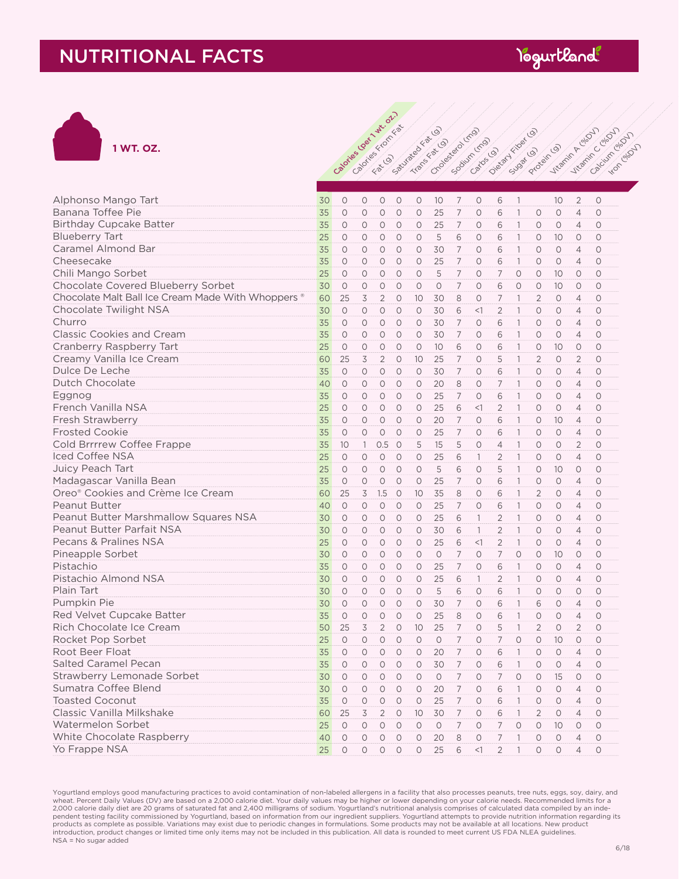# NUTRITIONAL FACTS

Yogurtland

**1 WT. OZ.**

| | Calories (per 1 wt. oz.) | Calories From Fat | Fat (g) | Saturated Fat (g) | Trans Fat (g) | Cholesterol (mg) | Sodium (mg) | Carbs (g) | Dietary Fiber (g) | Sugar (g) | Protein (g) | Vitamin A (%DV) | Vitamin C (%DV) | Calcium (%DV) | Iron (%DV) |
|---|---|---|---|---|---|---|---|---|---|---|---|---|---|---|---|
| Alphonso Mango Tart | 30 | 0 | 0 | 0 | 0 | 0 | 10 | 7 | 0 | 6 | 1 | | 10 | 2 | 0 |
| Banana Toffee Pie | 35 | 0 | 0 | 0 | 0 | 0 | 25 | 7 | 0 | 6 | 1 | 0 | 0 | 4 | 0 |
| Birthday Cupcake Batter | 35 | 0 | 0 | 0 | 0 | 0 | 25 | 7 | 0 | 6 | 1 | 0 | 0 | 4 | 0 |
| Blueberry Tart | 25 | 0 | 0 | 0 | 0 | 0 | 5 | 6 | 0 | 6 | 1 | 0 | 10 | 0 | 0 |
| Caramel Almond Bar | 35 | 0 | 0 | 0 | 0 | 0 | 30 | 7 | 0 | 6 | 1 | 0 | 0 | 4 | 0 |
| Cheesecake | 35 | 0 | 0 | 0 | 0 | 0 | 25 | 7 | 0 | 6 | 1 | 0 | 0 | 4 | 0 |
| Chili Mango Sorbet | 25 | 0 | 0 | 0 | 0 | 0 | 5 | 7 | 0 | 7 | 0 | 0 | 10 | 0 | 0 |
| Chocolate Covered Blueberry Sorbet | 30 | 0 | 0 | 0 | 0 | 0 | 0 | 7 | 0 | 6 | 0 | 0 | 10 | 0 | 0 |
| Chocolate Malt Ball Ice Cream Made With Whoppers® | 60 | 25 | 3 | 2 | 0 | 10 | 30 | 8 | 0 | 7 | 1 | 2 | 0 | 4 | 0 |
| Chocolate Twilight NSA | 30 | 0 | 0 | 0 | 0 | 0 | 30 | 6 | <1 | 2 | 1 | 0 | 0 | 4 | 0 |
| Churro | 35 | 0 | 0 | 0 | 0 | 0 | 30 | 7 | 0 | 6 | 1 | 0 | 0 | 4 | 0 |
| Classic Cookies and Cream | 35 | 0 | 0 | 0 | 0 | 0 | 30 | 7 | 0 | 6 | 1 | 0 | 0 | 4 | 0 |
| Cranberry Raspberry Tart | 25 | 0 | 0 | 0 | 0 | 0 | 10 | 6 | 0 | 6 | 1 | 0 | 10 | 0 | 0 |
| Creamy Vanilla Ice Cream | 60 | 25 | 3 | 2 | 0 | 10 | 25 | 7 | 0 | 5 | 1 | 2 | 0 | 2 | 0 |
| Dulce De Leche | 35 | 0 | 0 | 0 | 0 | 0 | 30 | 7 | 0 | 6 | 1 | 0 | 0 | 4 | 0 |
| Dutch Chocolate | 40 | 0 | 0 | 0 | 0 | 0 | 20 | 8 | 0 | 7 | 1 | 0 | 0 | 4 | 0 |
| Eggnog | 35 | 0 | 0 | 0 | 0 | 0 | 25 | 7 | 0 | 6 | 1 | 0 | 0 | 4 | 0 |
| French Vanilla NSA | 25 | 0 | 0 | 0 | 0 | 0 | 25 | 6 | <1 | 2 | 1 | 0 | 0 | 4 | 0 |
| Fresh Strawberry | 35 | 0 | 0 | 0 | 0 | 0 | 20 | 7 | 0 | 6 | 1 | 0 | 10 | 4 | 0 |
| Frosted Cookie | 35 | 0 | 0 | 0 | 0 | 0 | 25 | 7 | 0 | 6 | 1 | 0 | 0 | 4 | 0 |
| Cold Brrrrew Coffee Frappe | 35 | 10 | 1 | 0.5 | 0 | 5 | 15 | 5 | 0 | 4 | 1 | 0 | 0 | 2 | 0 |
| Iced Coffee NSA | 25 | 0 | 0 | 0 | 0 | 0 | 25 | 6 | 1 | 2 | 1 | 0 | 0 | 4 | 0 |
| Juicy Peach Tart | 25 | 0 | 0 | 0 | 0 | 0 | 5 | 6 | 0 | 5 | 1 | 0 | 10 | 0 | 0 |
| Madagascar Vanilla Bean | 35 | 0 | 0 | 0 | 0 | 0 | 25 | 7 | 0 | 6 | 1 | 0 | 0 | 4 | 0 |
| Oreo® Cookies and Crème Ice Cream | 60 | 25 | 3 | 1.5 | 0 | 10 | 35 | 8 | 0 | 6 | 1 | 2 | 0 | 4 | 0 |
| Peanut Butter | 40 | 0 | 0 | 0 | 0 | 0 | 25 | 7 | 0 | 6 | 1 | 0 | 0 | 4 | 0 |
| Peanut Butter Marshmallow Squares NSA | 30 | 0 | 0 | 0 | 0 | 0 | 25 | 6 | 1 | 2 | 1 | 0 | 0 | 4 | 0 |
| Peanut Butter Parfait NSA | 30 | 0 | 0 | 0 | 0 | 0 | 30 | 6 | 1 | 2 | 1 | 0 | 0 | 4 | 0 |
| Pecans & Pralines NSA | 25 | 0 | 0 | 0 | 0 | 0 | 25 | 6 | <1 | 2 | 1 | 0 | 0 | 4 | 0 |
| Pineapple Sorbet | 30 | 0 | 0 | 0 | 0 | 0 | 0 | 7 | 0 | 7 | 0 | 0 | 10 | 0 | 0 |
| Pistachio | 35 | 0 | 0 | 0 | 0 | 0 | 25 | 7 | 0 | 6 | 1 | 0 | 0 | 4 | 0 |
| Pistachio Almond NSA | 30 | 0 | 0 | 0 | 0 | 0 | 25 | 6 | 1 | 2 | 1 | 0 | 0 | 4 | 0 |
| Plain Tart | 30 | 0 | 0 | 0 | 0 | 0 | 5 | 6 | 0 | 6 | 1 | 0 | 0 | 0 | 0 |
| Pumpkin Pie | 30 | 0 | 0 | 0 | 0 | 0 | 30 | 7 | 0 | 6 | 1 | 6 | 0 | 4 | 0 |
| Red Velvet Cupcake Batter | 35 | 0 | 0 | 0 | 0 | 0 | 25 | 8 | 0 | 6 | 1 | 0 | 0 | 4 | 0 |
| Rich Chocolate Ice Cream | 50 | 25 | 3 | 2 | 0 | 10 | 25 | 7 | 0 | 5 | 1 | 2 | 0 | 2 | 0 |
| Rocket Pop Sorbet | 25 | 0 | 0 | 0 | 0 | 0 | 0 | 7 | 0 | 7 | 0 | 0 | 10 | 0 | 0 |
| Root Beer Float | 35 | 0 | 0 | 0 | 0 | 0 | 20 | 7 | 0 | 6 | 1 | 0 | 0 | 4 | 0 |
| Salted Caramel Pecan | 35 | 0 | 0 | 0 | 0 | 0 | 30 | 7 | 0 | 6 | 1 | 0 | 0 | 4 | 0 |
| Strawberry Lemonade Sorbet | 30 | 0 | 0 | 0 | 0 | 0 | 0 | 7 | 0 | 7 | 0 | 0 | 15 | 0 | 0 |
| Sumatra Coffee Blend | 30 | 0 | 0 | 0 | 0 | 0 | 20 | 7 | 0 | 6 | 1 | 0 | 0 | 4 | 0 |
| Toasted Coconut | 35 | 0 | 0 | 0 | 0 | 0 | 25 | 7 | 0 | 6 | 1 | 0 | 0 | 4 | 0 |
| Classic Vanilla Milkshake | 60 | 25 | 3 | 2 | 0 | 10 | 30 | 7 | 0 | 6 | 1 | 2 | 0 | 4 | 0 |
| Watermelon Sorbet | 25 | 0 | 0 | 0 | 0 | 0 | 0 | 7 | 0 | 7 | 0 | 0 | 10 | 0 | 0 |
| White Chocolate Raspberry | 40 | 0 | 0 | 0 | 0 | 0 | 20 | 8 | 0 | 7 | 1 | 0 | 0 | 4 | 0 |
| Yo Frappe NSA | 25 | 0 | 0 | 0 | 0 | 0 | 25 | 6 | <1 | 2 | 1 | 0 | 0 | 4 | 0 |

Yogurtland employs good manufacturing practices to avoid contamination of non-labeled allergens in a facility that also processes peanuts, tree nuts, eggs, soy, dairy, and wheat. Percent Daily Values (DV) are based on a 2,000 calorie diet. Your daily values may be higher or lower depending on your calorie needs. Recommended limits for a 2,000 calorie daily diet are 20 grams of saturated fat and 2,400 milligrams of sodium. Yogurtland's nutritional analysis comprises of calculated data compiled by an independent testing facility commissioned by Yogurtland, based on information from our ingredient suppliers. Yogurtland attempts to provide nutrition information regarding its products as complete as possible. Variations may exist due to periodic changes in formulations. Some products may not be available at all locations. New product introduction, product changes or limited time only items may not be included in this publication. All data is rounded to meet current US FDA NLEA guidelines.
NSA = No sugar added

6/18